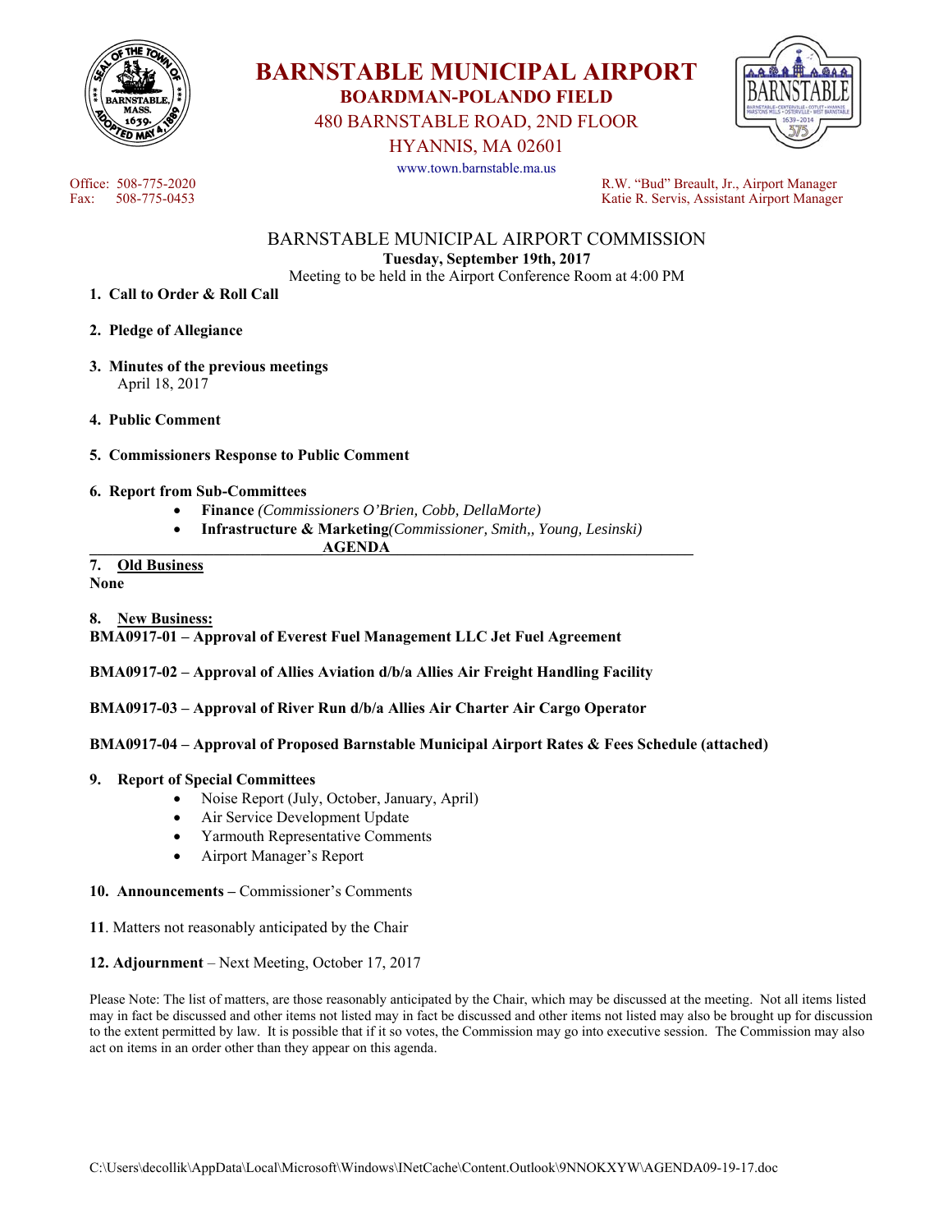# BARNSTABLE MUNICIPAL AIRPORT

## BOARDMAN-POLANDO FIELD

480 BARNSTABLE ROAD, 2ND FLOOR
HYANNIS, MA 02601

www.town.barnstable.ma.us

Office: 508-775-2020
Fax: 508-775-0453

R.W. "Bud" Breault, Jr., Airport Manager
Katie R. Servis, Assistant Airport Manager

## BARNSTABLE MUNICIPAL AIRPORT COMMISSION

**Tuesday, September 19th, 2017**

Meeting to be held in the Airport Conference Room at 4:00 PM

1. **Call to Order & Roll Call**

2. **Pledge of Allegiance**

3. **Minutes of the previous meetings**
   April 18, 2017

4. **Public Comment**

5. **Commissioners Response to Public Comment**

6. **Report from Sub-Committees**
   - **Finance** *(Commissioners O'Brien, Cobb, DellaMorte)*
   - **Infrastructure & Marketing***(Commissioner, Smith,, Young, Lesinski)*

**AGENDA**

**7. Old Business**

**None**

**8. New Business:**

**BMA0917-01 – Approval of Everest Fuel Management LLC Jet Fuel Agreement**

**BMA0917-02 – Approval of Allies Aviation d/b/a Allies Air Freight Handling Facility**

**BMA0917-03 – Approval of River Run d/b/a Allies Air Charter Air Cargo Operator**

**BMA0917-04 – Approval of Proposed Barnstable Municipal Airport Rates & Fees Schedule (attached)**

**9. Report of Special Committees**
   - Noise Report (July, October, January, April)
   - Air Service Development Update
   - Yarmouth Representative Comments
   - Airport Manager's Report

**10. Announcements –** Commissioner's Comments

**11**. Matters not reasonably anticipated by the Chair

**12. Adjournment** – Next Meeting, October 17, 2017

Please Note: The list of matters, are those reasonably anticipated by the Chair, which may be discussed at the meeting. Not all items listed may in fact be discussed and other items not listed may in fact be discussed and other items not listed may also be brought up for discussion to the extent permitted by law. It is possible that if it so votes, the Commission may go into executive session. The Commission may also act on items in an order other than they appear on this agenda.

C:\Users\decollik\AppData\Local\Microsoft\Windows\INetCache\Content.Outlook\9NNOKXYW\AGENDA09-19-17.doc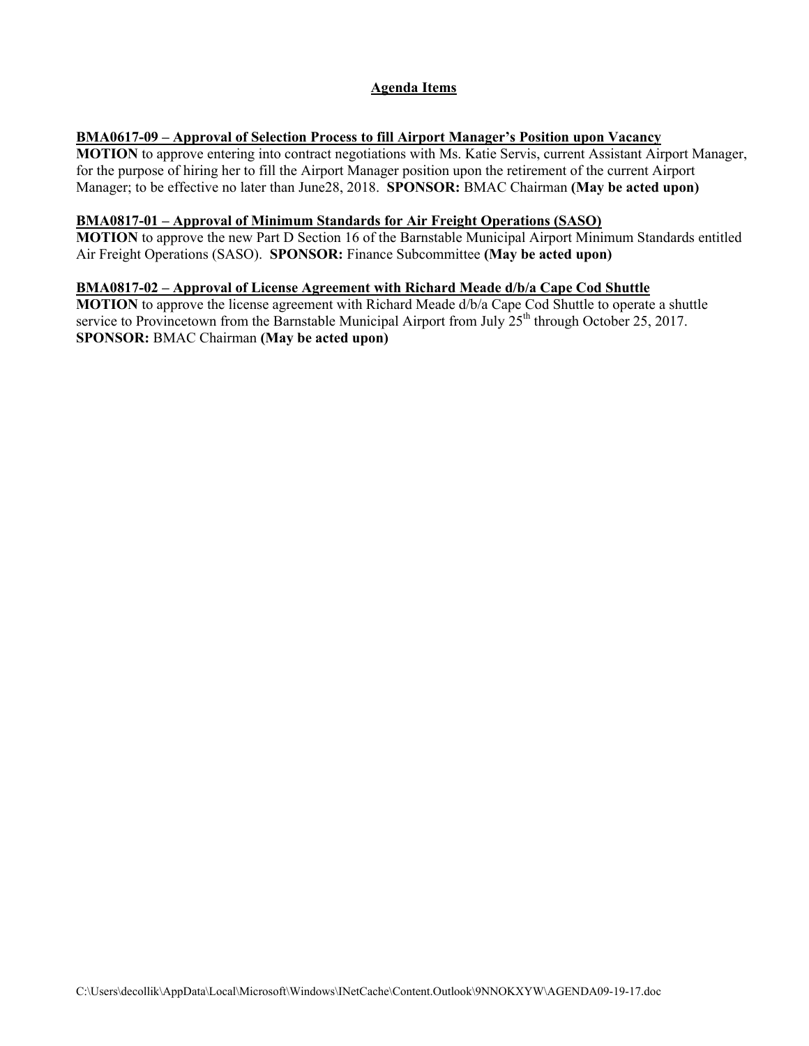## Agenda Items

**BMA0617-09 – Approval of Selection Process to fill Airport Manager's Position upon Vacancy**
**MOTION** to approve entering into contract negotiations with Ms. Katie Servis, current Assistant Airport Manager, for the purpose of hiring her to fill the Airport Manager position upon the retirement of the current Airport Manager; to be effective no later than June28, 2018. **SPONSOR:** BMAC Chairman **(May be acted upon)**

**BMA0817-01 – Approval of Minimum Standards for Air Freight Operations (SASO)**
**MOTION** to approve the new Part D Section 16 of the Barnstable Municipal Airport Minimum Standards entitled Air Freight Operations (SASO). **SPONSOR:** Finance Subcommittee **(May be acted upon)**

**BMA0817-02 – Approval of License Agreement with Richard Meade d/b/a Cape Cod Shuttle**
**MOTION** to approve the license agreement with Richard Meade d/b/a Cape Cod Shuttle to operate a shuttle service to Provincetown from the Barnstable Municipal Airport from July 25th through October 25, 2017.
**SPONSOR:** BMAC Chairman **(May be acted upon)**

C:\Users\decollik\AppData\Local\Microsoft\Windows\INetCache\Content.Outlook\9NNOKXYW\AGENDA09-19-17.doc